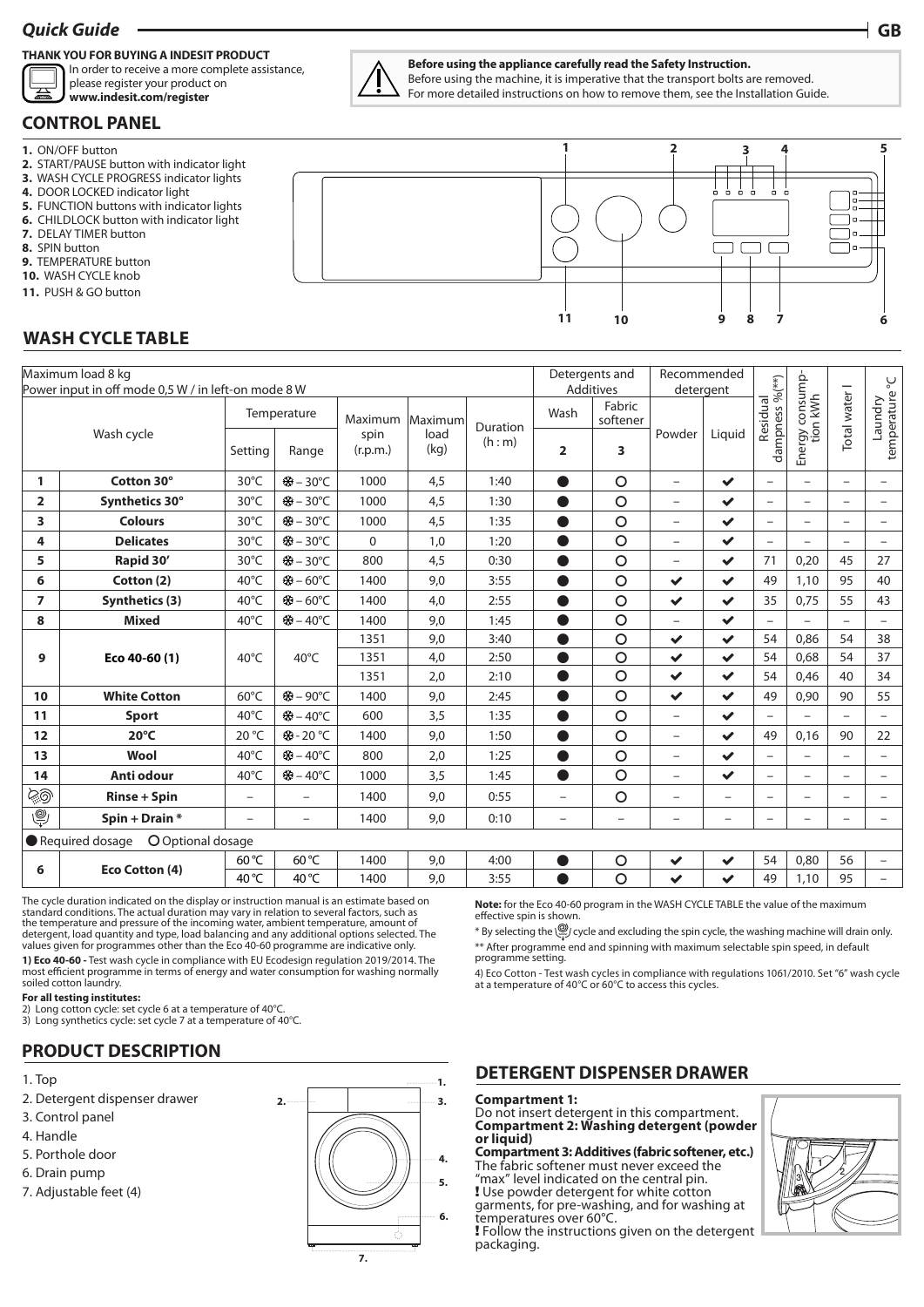# Quick Guide

**GB**

**THANK YOU FOR BUYING A INDESIT PRODUCT**

In order to receive a more complete assistance, please register your product on **www.indesit.com/register**

**Before using the appliance carefully read the Safety Instruction.**
Before using the machine, it is imperative that the transport bolts are removed.
For more detailed instructions on how to remove them, see the Installation Guide.

## CONTROL PANEL

1. ON/OFF button
2. START/PAUSE button with indicator light
3. WASH CYCLE PROGRESS indicator lights
4. DOOR LOCKED indicator light
5. FUNCTION buttons with indicator lights
6. CHILDLOCK button with indicator light
7. DELAY TIMER button
8. SPIN button
9. TEMPERATURE button
10. WASH CYCLE knob
11. PUSH & GO button

## WASH CYCLE TABLE

| Maximum load 8 kg<br>Power input in off mode 0,5 W / in left-on mode 8 W | | | | | | | Detergents and Additives | | Recommended detergent | | Residual dampness %(**) | Energy consumption kWh | Total water l | Laundry temperature °C |
|---|---|---|---|---|---|---|---|---|---|---|---|---|---|---|
| Wash cycle | | Temperature | | Maximum spin (r.p.m.) | Maximum load (kg) | Duration (h : m) | Wash | Fabric softener | Powder | Liquid | | | | |
| | | Setting | Range | | | | 2 | 3 | | | | | | |
| 1 | Cotton 30° | 30°C | ❄ – 30°C | 1000 | 4,5 | 1:40 | ● | ○ | – | ✔ | – | – | – | – |
| 2 | Synthetics 30° | 30°C | ❄ – 30°C | 1000 | 4,5 | 1:30 | ● | ○ | – | ✔ | – | – | – | – |
| 3 | Colours | 30°C | ❄ – 30°C | 1000 | 4,5 | 1:35 | ● | ○ | – | ✔ | – | – | – | – |
| 4 | Delicates | 30°C | ❄ – 30°C | 0 | 1,0 | 1:20 | ● | ○ | – | ✔ | – | – | – | – |
| 5 | Rapid 30' | 30°C | ❄ – 30°C | 800 | 4,5 | 0:30 | ● | ○ | – | ✔ | 71 | 0,20 | 45 | 27 |
| 6 | Cotton (2) | 40°C | ❄ – 60°C | 1400 | 9,0 | 3:55 | ● | ○ | ✔ | ✔ | 49 | 1,10 | 95 | 40 |
| 7 | Synthetics (3) | 40°C | ❄ – 60°C | 1400 | 4,0 | 2:55 | ● | ○ | ✔ | ✔ | 35 | 0,75 | 55 | 43 |
| 8 | Mixed | 40°C | ❄ – 40°C | 1400 | 9,0 | 1:45 | ● | ○ | – | ✔ | – | – | – | – |
| 9 | Eco 40-60 (1) | 40°C | 40°C | 1351 | 9,0 | 3:40 | ● | ○ | ✔ | ✔ | 54 | 0,86 | 54 | 38 |
| | | | | 1351 | 4,0 | 2:50 | ● | ○ | ✔ | ✔ | 54 | 0,68 | 54 | 37 |
| | | | | 1351 | 2,0 | 2:10 | ● | ○ | ✔ | ✔ | 54 | 0,46 | 40 | 34 |
| 10 | White Cotton | 60°C | ❄ – 90°C | 1400 | 9,0 | 2:45 | ● | ○ | ✔ | ✔ | 49 | 0,90 | 90 | 55 |
| 11 | Sport | 40°C | ❄ – 40°C | 600 | 3,5 | 1:35 | ● | ○ | – | ✔ | – | – | – | – |
| 12 | 20°C | 20 °C | ❄ - 20 °C | 1400 | 9,0 | 1:50 | ● | ○ | – | ✔ | 49 | 0,16 | 90 | 22 |
| 13 | Wool | 40°C | ❄ – 40°C | 800 | 2,0 | 1:25 | ● | ○ | – | ✔ | – | – | – | – |
| 14 | Anti odour | 40°C | ❄ – 40°C | 1000 | 3,5 | 1:45 | ● | ○ | – | ✔ | – | – | – | – |
| | Rinse + Spin | – | – | 1400 | 9,0 | 0:55 | – | ○ | – | – | – | – | – | – |
| | Spin + Drain * | – | – | 1400 | 9,0 | 0:10 | – | – | – | – | – | – | – | – |
| ● Required dosage ○ Optional dosage | | | | | | | | | | | | | | |
| 6 | Eco Cotton (4) | 60 °C | 60 °C | 1400 | 9,0 | 4:00 | ● | ○ | ✔ | ✔ | 54 | 0,80 | 56 | – |
| | | 40 °C | 40 °C | 1400 | 9,0 | 3:55 | ● | ○ | ✔ | ✔ | 49 | 1,10 | 95 | – |

The cycle duration indicated on the display or instruction manual is an estimate based on standard conditions. The actual duration may vary in relation to several factors, such as the temperature and pressure of the incoming water, ambient temperature, amount of detergent, load quantity and type, load balancing and any additional options selected. The values given for programmes other than the Eco 40-60 programme are indicative only.

**1) Eco 40-60 -** Test wash cycle in compliance with EU Ecodesign regulation 2019/2014. The most efficient programme in terms of energy and water consumption for washing normally soiled cotton laundry.

**For all testing institutes:**
2) Long cotton cycle: set cycle 6 at a temperature of 40°C.
3) Long synthetics cycle: set cycle 7 at a temperature of 40°C.

**Note:** for the Eco 40-60 program in the WASH CYCLE TABLE the value of the maximum effective spin is shown.

* By selecting the Spin + Drain cycle and excluding the spin cycle, the washing machine will drain only.

** After programme end and spinning with maximum selectable spin speed, in default programme setting.

4) Eco Cotton - Test wash cycles in compliance with regulations 1061/2010. Set "6" wash cycle at a temperature of 40°C or 60°C to access this cycles.

## PRODUCT DESCRIPTION

1. Top
2. Detergent dispenser drawer
3. Control panel
4. Handle
5. Porthole door
6. Drain pump
7. Adjustable feet (4)

## DETERGENT DISPENSER DRAWER

**Compartment 1:**
Do not insert detergent in this compartment.

**Compartment 2: Washing detergent (powder or liquid)**

**Compartment 3: Additives (fabric softener, etc.)**
The fabric softener must never exceed the "max" level indicated on the central pin.

**!** Use powder detergent for white cotton garments, for pre-washing, and for washing at temperatures over 60°C.

**!** Follow the instructions given on the detergent packaging.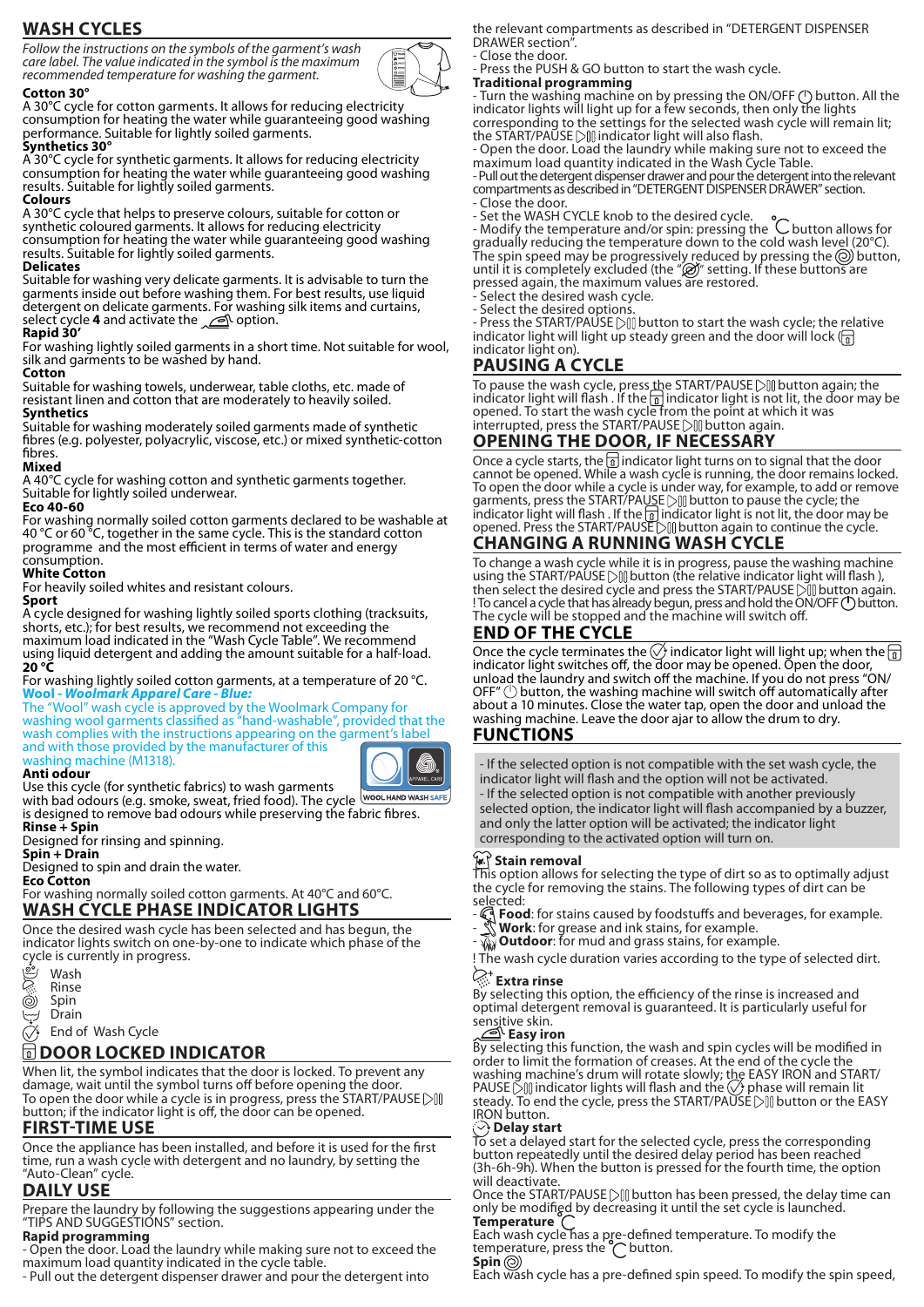## WASH CYCLES

*Follow the instructions on the symbols of the garment's wash care label. The value indicated in the symbol is the maximum recommended temperature for washing the garment.*

**Cotton 30°**
A 30°C cycle for cotton garments. It allows for reducing electricity consumption for heating the water while guaranteeing good washing performance. Suitable for lightly soiled garments.

**Synthetics 30°**
A 30°C cycle for synthetic garments. It allows for reducing electricity consumption for heating the water while guaranteeing good washing results. Suitable for lightly soiled garments.

**Colours**
A 30°C cycle that helps to preserve colours, suitable for cotton or synthetic coloured garments. It allows for reducing electricity consumption for heating the water while guaranteeing good washing results. Suitable for lightly soiled garments.

**Delicates**
Suitable for washing very delicate garments. It is advisable to turn the garments inside out before washing them. For best results, use liquid detergent on delicate garments. For washing silk items and curtains, select cycle **4** and activate the option.

**Rapid 30'**
For washing lightly soiled garments in a short time. Not suitable for wool, silk and garments to be washed by hand.

**Cotton**
Suitable for washing towels, underwear, table cloths, etc. made of resistant linen and cotton that are moderately to heavily soiled.

**Synthetics**
Suitable for washing moderately soiled garments made of synthetic fibres (e.g. polyester, polyacrylic, viscose, etc.) or mixed synthetic-cotton fibres.

**Mixed**
A 40°C cycle for washing cotton and synthetic garments together. Suitable for lightly soiled underwear.

**Eco 40-60**
For washing normally soiled cotton garments declared to be washable at 40 °C or 60 °C, together in the same cycle. This is the standard cotton programme and the most efficient in terms of water and energy consumption.

**White Cotton**
For heavily soiled whites and resistant colours.

**Sport**
A cycle designed for washing lightly soiled sports clothing (tracksuits, shorts, etc.); for best results, we recommend not exceeding the maximum load indicated in the "Wash Cycle Table". We recommend using liquid detergent and adding the amount suitable for a half-load.

**20 °C**
For washing lightly soiled cotton garments, at a temperature of 20 °C.

**Wool - *Woolmark Apparel Care - Blue:***
The "Wool" wash cycle is approved by the Woolmark Company for washing wool garments classified as "hand-washable", provided that the wash complies with the instructions appearing on the garment's label and with those provided by the manufacturer of this washing machine (M1318).

WOOL HAND WASH SAFE

**Anti odour**
Use this cycle (for synthetic fabrics) to wash garments with bad odours (e.g. smoke, sweat, fried food). The cycle is designed to remove bad odours while preserving the fabric fibres.

**Rinse + Spin**
Designed for rinsing and spinning.

**Spin + Drain**
Designed to spin and drain the water.

**Eco Cotton**
For washing normally soiled cotton garments. At 40°C and 60°C.

## WASH CYCLE PHASE INDICATOR LIGHTS

Once the desired wash cycle has been selected and has begun, the indicator lights switch on one-by-one to indicate which phase of the cycle is currently in progress.

- Wash
- Rinse
- Spin
- Drain
- End of Wash Cycle

## DOOR LOCKED INDICATOR

When lit, the symbol indicates that the door is locked. To prevent any damage, wait until the symbol turns off before opening the door.
To open the door while a cycle is in progress, press the START/PAUSE button; if the indicator light is off, the door can be opened.

## FIRST-TIME USE

Once the appliance has been installed, and before it is used for the first time, run a wash cycle with detergent and no laundry, by setting the "Auto-Clean" cycle.

## DAILY USE

Prepare the laundry by following the suggestions appearing under the "TIPS AND SUGGESTIONS" section.

**Rapid programming**
- Open the door. Load the laundry while making sure not to exceed the maximum load quantity indicated in the cycle table.
- Pull out the detergent dispenser drawer and pour the detergent into the relevant compartments as described in "DETERGENT DISPENSER DRAWER section".
- Close the door.
- Press the PUSH & GO button to start the wash cycle.

**Traditional programming**
- Turn the washing machine on by pressing the ON/OFF button. All the indicator lights will light up for a few seconds, then only the lights corresponding to the settings for the selected wash cycle will remain lit; the START/PAUSE indicator light will also flash.
- Open the door. Load the laundry while making sure not to exceed the maximum load quantity indicated in the Wash Cycle Table.
- Pull out the detergent dispenser drawer and pour the detergent into the relevant compartments as described in "DETERGENT DISPENSER DRAWER" section.
- Close the door.
- Set the WASH CYCLE knob to the desired cycle.
- Modify the temperature and/or spin: pressing the button allows for gradually reducing the temperature down to the cold wash level (20°C). The spin speed may be progressively reduced by pressing the button, until it is completely excluded (the "" setting. If these buttons are pressed again, the maximum values are restored.
- Select the desired wash cycle.
- Select the desired options.
- Press the button to start the wash cycle; the relative indicator light will light up steady green and the door will lock ( indicator light on).

## PAUSING A CYCLE

To pause the wash cycle, press the START/PAUSE button again; the indicator light will flash . If the indicator light is not lit, the door may be opened. To start the wash cycle from the point at which it was interrupted, press the START/PAUSE button again.

## OPENING THE DOOR, IF NECESSARY

Once a cycle starts, the indicator light turns on to signal that the door cannot be opened. While a wash cycle is running, the door remains locked. To open the door while a cycle is under way, for example, to add or remove garments, press the START/PAUSE button to pause the cycle; the indicator light will flash . If the indicator light is not lit, the door may be opened. Press the START/PAUSE button again to continue the cycle.

## CHANGING A RUNNING WASH CYCLE

To change a wash cycle while it is in progress, pause the washing machine using the START/PAUSE button (the relative indicator light will flash ), then select the desired cycle and press the START/PAUSE button again.
! To cancel a cycle that has already begun, press and hold the ON/OFF button. The cycle will be stopped and the machine will switch off.

## END OF THE CYCLE

Once the cycle terminates the indicator light will light up; when the indicator light switches off, the door may be opened. Open the door, unload the laundry and switch off the machine. If you do not press "ON/OFF" button, the washing machine will switch off automatically after about a 10 minutes. Close the water tap, open the door and unload the washing machine. Leave the door ajar to allow the drum to dry.

## FUNCTIONS

- If the selected option is not compatible with the set wash cycle, the indicator light will flash and the option will not be activated.
- If the selected option is not compatible with another previously selected option, the indicator light will flash accompanied by a buzzer, and only the latter option will be activated; the indicator light corresponding to the activated option will turn on.

**Stain removal**
This option allows for selecting the type of dirt so as to optimally adjust the cycle for removing the stains. The following types of dirt can be selected:
- **Food**: for stains caused by foodstuffs and beverages, for example.
- **Work**: for grease and ink stains, for example.
- **Outdoor**: for mud and grass stains, for example.

! The wash cycle duration varies according to the type of selected dirt.

**Extra rinse**
By selecting this option, the efficiency of the rinse is increased and optimal detergent removal is guaranteed. It is particularly useful for sensitive skin.

**Easy iron**
By selecting this function, the wash and spin cycles will be modified in order to limit the formation of creases. At the end of the cycle the washing machine's drum will rotate slowly; the EASY IRON and START/PAUSE indicator lights will flash and the phase will remain lit steady. To end the cycle, press the START/PAUSE button or the EASY IRON button.

**Delay start**
To set a delayed start for the selected cycle, press the corresponding button repeatedly until the desired delay period has been reached (3h-6h-9h). When the button is pressed for the fourth time, the option will deactivate.
Once the START/PAUSE button has been pressed, the delay time can only be modified by decreasing it until the set cycle is launched.

**Temperature**
Each wash cycle has a pre-defined temperature. To modify the temperature, press the button.

**Spin**
Each wash cycle has a pre-defined spin speed. To modify the spin speed,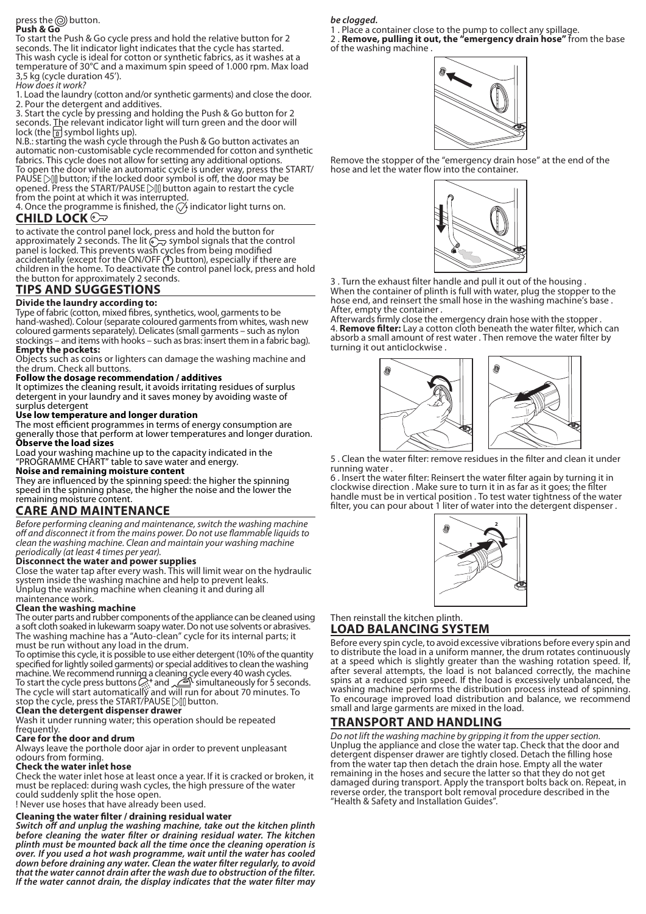press the ◎ button.

**Push & Go**

To start the Push & Go cycle press and hold the relative button for 2 seconds. The lit indicator light indicates that the cycle has started. This wash cycle is ideal for cotton or synthetic fabrics, as it washes at a temperature of 30°C and a maximum spin speed of 1.000 rpm. Max load 3,5 kg (cycle duration 45').

*How does it work?*

1. Load the laundry (cotton and/or synthetic garments) and close the door.
2. Pour the detergent and additives.
3. Start the cycle by pressing and holding the Push & Go button for 2 seconds. The relevant indicator light will turn green and the door will lock (the symbol lights up).

N.B.: starting the wash cycle through the Push & Go button activates an automatic non-customisable cycle recommended for cotton and synthetic fabrics. This cycle does not allow for setting any additional options.

To open the door while an automatic cycle is under way, press the START/PAUSE button; if the locked door symbol is off, the door may be opened. Press the START/PAUSE button again to restart the cycle from the point at which it was interrupted.

4. Once the programme is finished, the indicator light turns on.

## CHILD LOCK

to activate the control panel lock, press and hold the button for approximately 2 seconds. The lit symbol signals that the control panel is locked. This prevents wash cycles from being modified accidentally (except for the ON/OFF button), especially if there are children in the home. To deactivate the control panel lock, press and hold the button for approximately 2 seconds.

## TIPS AND SUGGESTIONS

**Divide the laundry according to:**

Type of fabric (cotton, mixed fibres, synthetics, wool, garments to be hand-washed). Colour (separate coloured garments from whites, wash new coloured garments separately). Delicates (small garments – such as nylon stockings – and items with hooks – such as bras: insert them in a fabric bag).

**Empty the pockets:**

Objects such as coins or lighters can damage the washing machine and the drum. Check all buttons.

**Follow the dosage recommendation / additives**

It optimizes the cleaning result, it avoids irritating residues of surplus detergent in your laundry and it saves money by avoiding waste of surplus detergent

**Use low temperature and longer duration**

The most efficient programmes in terms of energy consumption are generally those that perform at lower temperatures and longer duration.

**Observe the load sizes**

Load your washing machine up to the capacity indicated in the "PROGRAMME CHART" table to save water and energy.

**Noise and remaining moisture content**

They are influenced by the spinning speed: the higher the spinning speed in the spinning phase, the higher the noise and the lower the remaining moisture content.

## CARE AND MAINTENANCE

*Before performing cleaning and maintenance, switch the washing machine off and disconnect it from the mains power. Do not use flammable liquids to clean the washing machine. Clean and maintain your washing machine periodically (at least 4 times per year).*

**Disconnect the water and power supplies**

Close the water tap after every wash. This will limit wear on the hydraulic system inside the washing machine and help to prevent leaks.

Unplug the washing machine when cleaning it and during all maintenance work.

**Clean the washing machine**

The outer parts and rubber components of the appliance can be cleaned using a soft cloth soaked in lukewarm soapy water. Do not use solvents or abrasives.

The washing machine has a "Auto-clean" cycle for its internal parts; it must be run without any load in the drum.

To optimise this cycle, it is possible to use either detergent (10% of the quantity specified for lightly soiled garments) or special additives to clean the washing machine. We recommend running a cleaning cycle every 40 wash cycles.

To start the cycle press buttons and simultaneously for 5 seconds. The cycle will start automatically and will run for about 70 minutes. To stop the cycle, press the START/PAUSE button.

**Clean the detergent dispenser drawer**

Wash it under running water; this operation should be repeated frequently.

**Care for the door and drum**

Always leave the porthole door ajar in order to prevent unpleasant odours from forming.

**Check the water inlet hose**

Check the water inlet hose at least once a year. If it is cracked or broken, it must be replaced: during wash cycles, the high pressure of the water could suddenly split the hose open.

! Never use hoses that have already been used.

**Cleaning the water filter / draining residual water**

***Switch off and unplug the washing machine, take out the kitchen plinth before cleaning the water filter or draining residual water. The kitchen plinth must be mounted back all the time once the cleaning operation is over. If you used a hot wash programme, wait until the water has cooled down before draining any water. Clean the water filter regularly, to avoid that the water cannot drain after the wash due to obstruction of the filter. If the water cannot drain, the display indicates that the water filter may be clogged.***

1. Place a container close to the pump to collect any spillage.
2. **Remove, pulling it out, the "emergency drain hose"** from the base of the washing machine.

Remove the stopper of the "emergency drain hose" at the end of the hose and let the water flow into the container.

3. Turn the exhaust filter handle and pull it out of the housing. When the container of plinth is full with water, plug the stopper to the hose end, and reinsert the small hose in the washing machine's base. After, empty the container.

Afterwards firmly close the emergency drain hose with the stopper.

4. **Remove filter:** Lay a cotton cloth beneath the water filter, which can absorb a small amount of rest water. Then remove the water filter by turning it out anticlockwise.
5. Clean the water filter: remove residues in the filter and clean it under running water.
6. Insert the water filter: Reinsert the water filter again by turning it in clockwise direction. Make sure to turn it in as far as it goes; the filter handle must be in vertical position. To test water tightness of the water filter, you can pour about 1 liter of water into the detergent dispenser.

Then reinstall the kitchen plinth.

## LOAD BALANCING SYSTEM

Before every spin cycle, to avoid excessive vibrations before every spin and to distribute the load in a uniform manner, the drum rotates continuously at a speed which is slightly greater than the washing rotation speed. If, after several attempts, the load is not balanced correctly, the machine spins at a reduced spin speed. If the load is excessively unbalanced, the washing machine performs the distribution process instead of spinning. To encourage improved load distribution and balance, we recommend small and large garments are mixed in the load.

## TRANSPORT AND HANDLING

*Do not lift the washing machine by gripping it from the upper section.*

Unplug the appliance and close the water tap. Check that the door and detergent dispenser drawer are tightly closed. Detach the filling hose from the water tap then detach the drain hose. Empty all the water remaining in the hoses and secure the latter so that they do not get damaged during transport. Apply the transport bolts back on. Repeat, in reverse order, the transport bolt removal procedure described in the "Health & Safety and Installation Guides".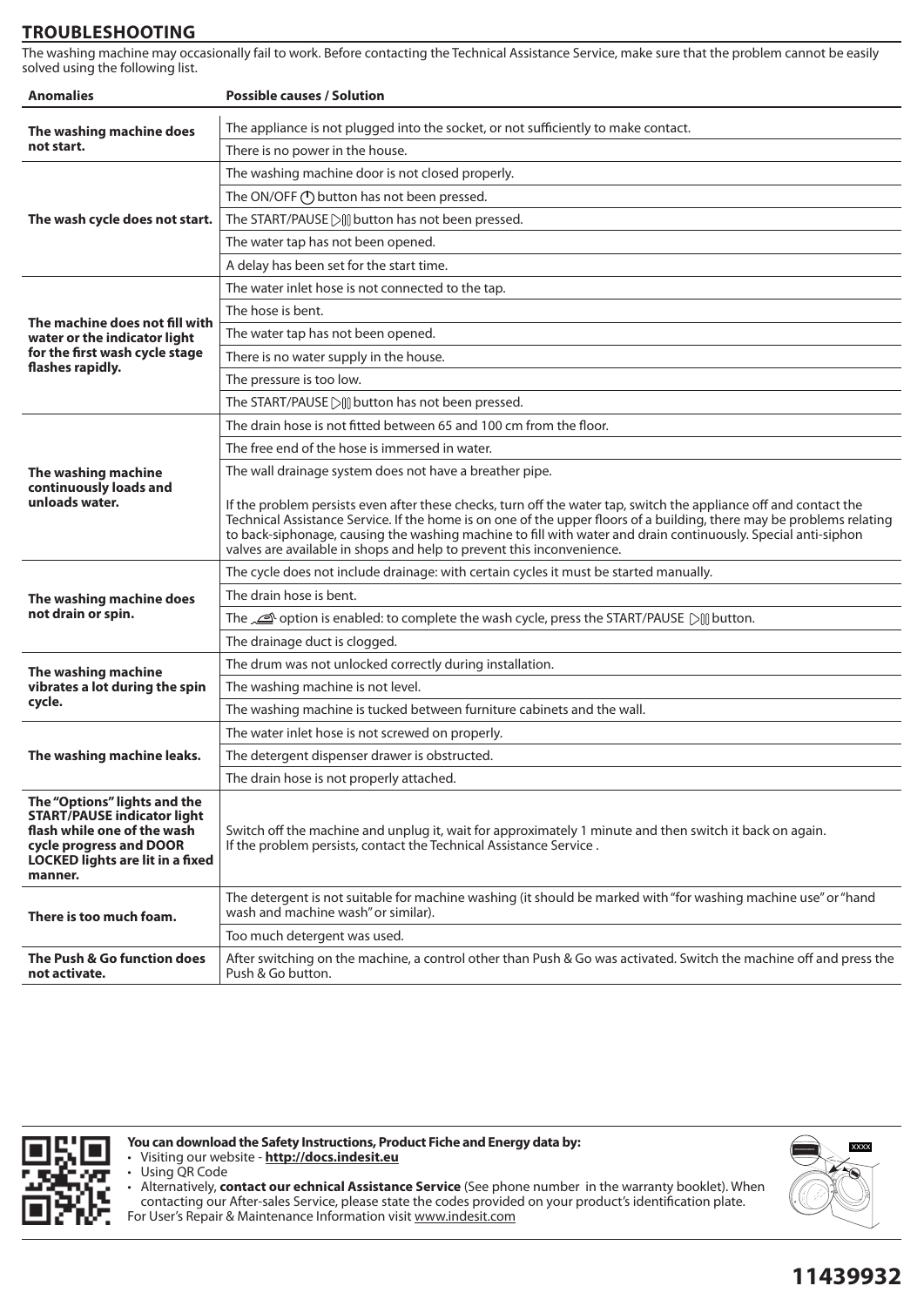## TROUBLESHOOTING

The washing machine may occasionally fail to work. Before contacting the Technical Assistance Service, make sure that the problem cannot be easily solved using the following list.

| Anomalies | Possible causes / Solution |
|---|---|
| **The washing machine does not start.** | The appliance is not plugged into the socket, or not sufficiently to make contact. |
| | There is no power in the house. |
| **The wash cycle does not start.** | The washing machine door is not closed properly. |
| | The ON/OFF button has not been pressed. |
| | The START/PAUSE button has not been pressed. |
| | The water tap has not been opened. |
| | A delay has been set for the start time. |
| **The machine does not fill with water or the indicator light for the first wash cycle stage flashes rapidly.** | The water inlet hose is not connected to the tap. |
| | The hose is bent. |
| | The water tap has not been opened. |
| | There is no water supply in the house. |
| | The pressure is too low. |
| | The START/PAUSE button has not been pressed. |
| **The washing machine continuously loads and unloads water.** | The drain hose is not fitted between 65 and 100 cm from the floor. |
| | The free end of the hose is immersed in water. |
| | The wall drainage system does not have a breather pipe. If the problem persists even after these checks, turn off the water tap, switch the appliance off and contact the Technical Assistance Service. If the home is on one of the upper floors of a building, there may be problems relating to back-siphonage, causing the washing machine to fill with water and drain continuously. Special anti-siphon valves are available in shops and help to prevent this inconvenience. |
| **The washing machine does not drain or spin.** | The cycle does not include drainage: with certain cycles it must be started manually. |
| | The drain hose is bent. |
| | The option is enabled: to complete the wash cycle, press the START/PAUSE button. |
| | The drainage duct is clogged. |
| **The washing machine vibrates a lot during the spin cycle.** | The drum was not unlocked correctly during installation. |
| | The washing machine is not level. |
| | The washing machine is tucked between furniture cabinets and the wall. |
| **The washing machine leaks.** | The water inlet hose is not screwed on properly. |
| | The detergent dispenser drawer is obstructed. |
| | The drain hose is not properly attached. |
| **The "Options" lights and the START/PAUSE indicator light flash while one of the wash cycle progress and DOOR LOCKED lights are lit in a fixed manner.** | Switch off the machine and unplug it, wait for approximately 1 minute and then switch it back on again. If the problem persists, contact the Technical Assistance Service . |
| **There is too much foam.** | The detergent is not suitable for machine washing (it should be marked with "for washing machine use" or "hand wash and machine wash" or similar). |
| | Too much detergent was used. |
| **The Push & Go function does not activate.** | After switching on the machine, a control other than Push & Go was activated. Switch the machine off and press the Push & Go button. |

**You can download the Safety Instructions, Product Fiche and Energy data by:**

- Visiting our website - **http://docs.indesit.eu**
- Using QR Code
- Alternatively, **contact our echnical Assistance Service** (See phone number in the warranty booklet). When contacting our After-sales Service, please state the codes provided on your product's identification plate.

For User's Repair & Maintenance Information visit www.indesit.com

XXXX

**11439932**